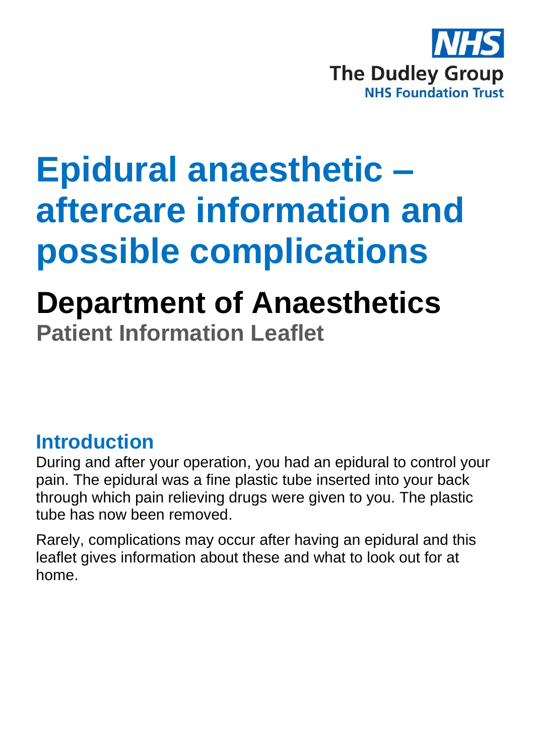NHS

The Dudley Group

NHS Foundation Trust

# Epidural anaesthetic – aftercare information and possible complications

## Department of Anaesthetics

### Patient Information Leaflet

## Introduction

During and after your operation, you had an epidural to control your pain. The epidural was a fine plastic tube inserted into your back through which pain relieving drugs were given to you. The plastic tube has now been removed.

Rarely, complications may occur after having an epidural and this leaflet gives information about these and what to look out for at home.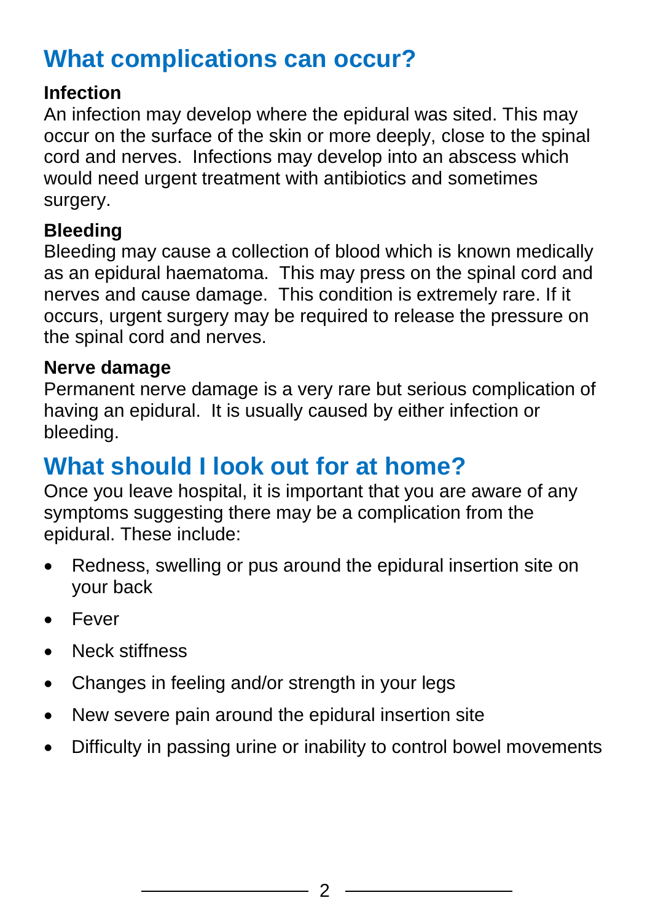## What complications can occur?

### Infection

An infection may develop where the epidural was sited. This may occur on the surface of the skin or more deeply, close to the spinal cord and nerves. Infections may develop into an abscess which would need urgent treatment with antibiotics and sometimes surgery.

### Bleeding

Bleeding may cause a collection of blood which is known medically as an epidural haematoma. This may press on the spinal cord and nerves and cause damage. This condition is extremely rare. If it occurs, urgent surgery may be required to release the pressure on the spinal cord and nerves.

### Nerve damage

Permanent nerve damage is a very rare but serious complication of having an epidural. It is usually caused by either infection or bleeding.

## What should I look out for at home?

Once you leave hospital, it is important that you are aware of any symptoms suggesting there may be a complication from the epidural. These include:

- Redness, swelling or pus around the epidural insertion site on your back
- Fever
- Neck stiffness
- Changes in feeling and/or strength in your legs
- New severe pain around the epidural insertion site
- Difficulty in passing urine or inability to control bowel movements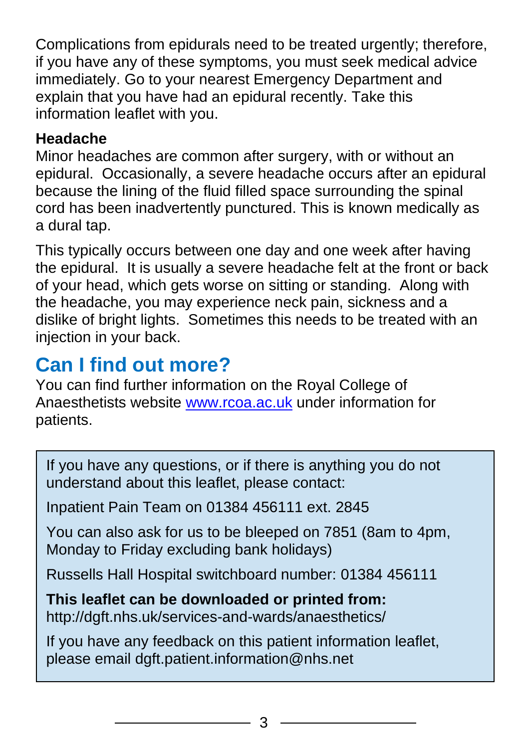Complications from epidurals need to be treated urgently; therefore, if you have any of these symptoms, you must seek medical advice immediately. Go to your nearest Emergency Department and explain that you have had an epidural recently. Take this information leaflet with you.

**Headache**

Minor headaches are common after surgery, with or without an epidural. Occasionally, a severe headache occurs after an epidural because the lining of the fluid filled space surrounding the spinal cord has been inadvertently punctured. This is known medically as a dural tap.

This typically occurs between one day and one week after having the epidural. It is usually a severe headache felt at the front or back of your head, which gets worse on sitting or standing. Along with the headache, you may experience neck pain, sickness and a dislike of bright lights. Sometimes this needs to be treated with an injection in your back.

## Can I find out more?

You can find further information on the Royal College of Anaesthetists website [www.rcoa.ac.uk](http://www.rcoa.ac.uk) under information for patients.

If you have any questions, or if there is anything you do not understand about this leaflet, please contact:

Inpatient Pain Team on 01384 456111 ext. 2845

You can also ask for us to be bleeped on 7851 (8am to 4pm, Monday to Friday excluding bank holidays)

Russells Hall Hospital switchboard number: 01384 456111

**This leaflet can be downloaded or printed from:**
http://dgft.nhs.uk/services-and-wards/anaesthetics/

If you have any feedback on this patient information leaflet, please email dgft.patient.information@nhs.net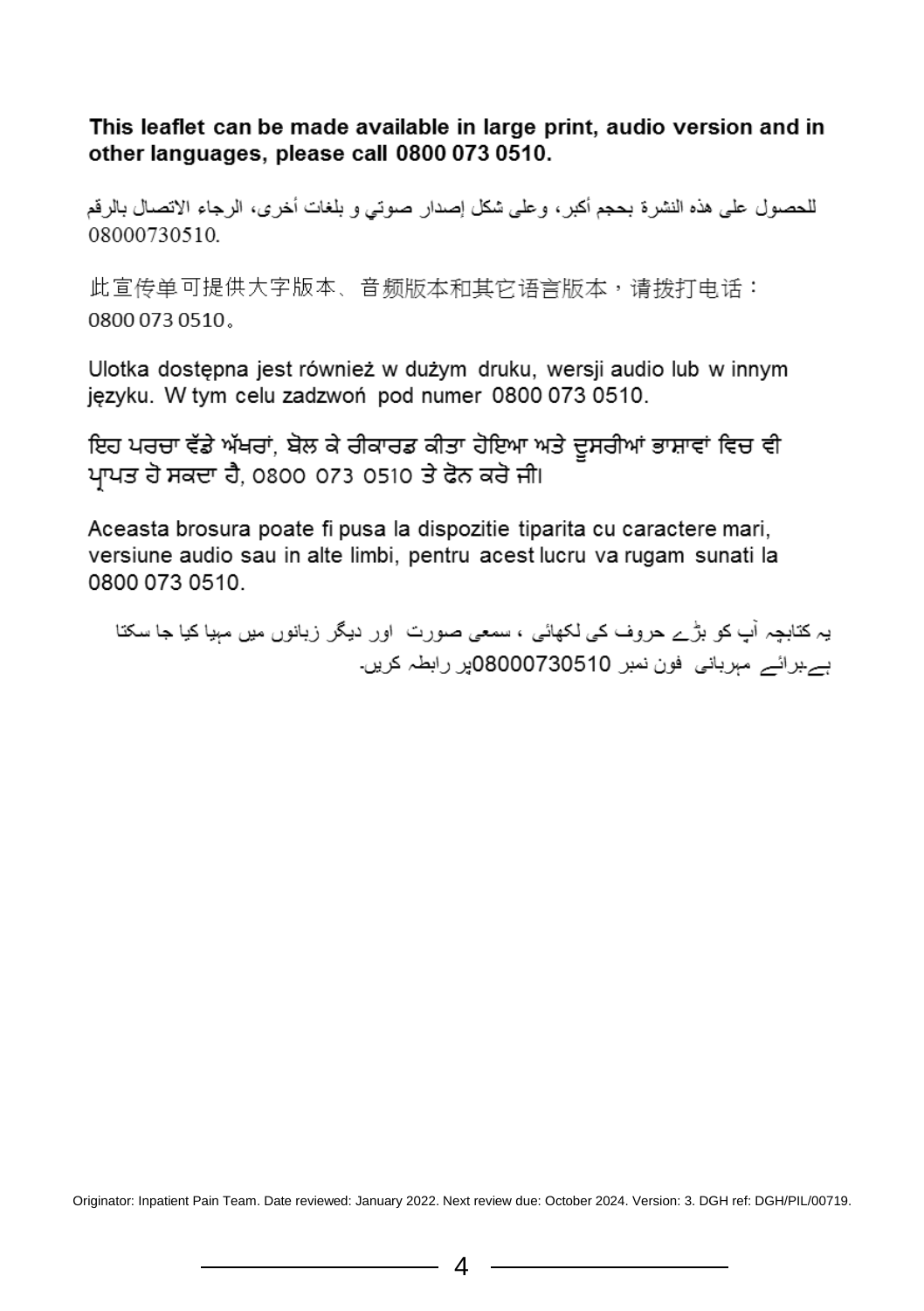**This leaflet can be made available in large print, audio version and in other languages, please call 0800 073 0510.**

للحصول على هذه النشرة بحجم أكبر، وعلى شكل إصدار صوتي و بلغات أخرى، الرجاء الاتصال بالرقم 08000730510.

此宣传单可提供大字版本、音频版本和其它语言版本，请拨打电话：0800 073 0510。

Ulotka dostępna jest również w dużym druku, wersji audio lub w innym języku. W tym celu zadzwoń pod numer 0800 073 0510.

ਇਹ ਪਰਚਾ ਵੱਡੇ ਅੱਖਰਾਂ, ਬੋਲ ਕੇ ਰੀਕਾਰਡ ਕੀਤਾ ਹੋਇਆ ਅਤੇ ਦੂਸਰੀਆਂ ਭਾਸ਼ਾਵਾਂ ਵਿਚ ਵੀ ਪ੍ਰਾਪਤ ਹੋ ਸਕਦਾ ਹੈ, 0800 073 0510 ਤੇ ਫੋਨ ਕਰੋ ਜੀ।

Aceasta brosura poate fi pusa la dispozitie tiparita cu caractere mari, versiune audio sau in alte limbi, pentru acest lucru va rugam sunati la 0800 073 0510.

یہ کتابچہ آپ کو بڑے حروف کی لکھائی ، سمعی صورت اور دیگر زبانوں میں مہیا کیا جا سکتا ہے۔برائے مہربانی فون نمبر 08000730510پر رابطہ کریں۔

Originator: Inpatient Pain Team. Date reviewed: January 2022. Next review due: October 2024. Version: 3. DGH ref: DGH/PIL/00719.